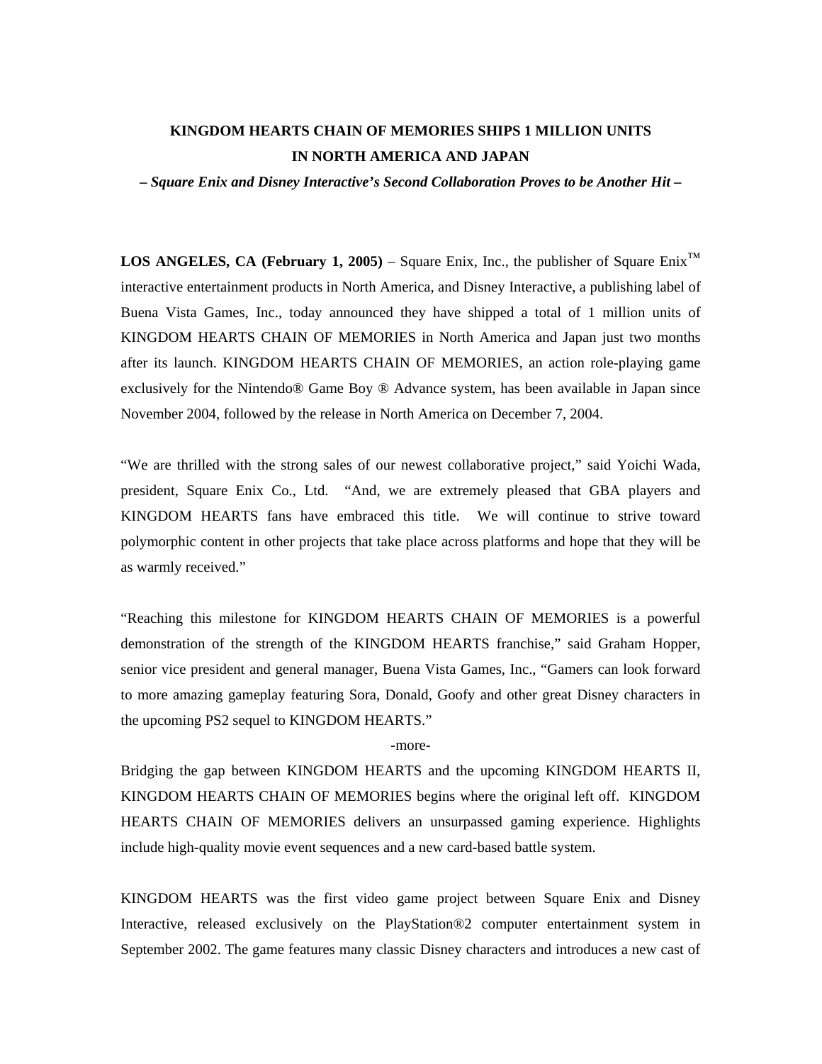# KINGDOM HEARTS CHAIN OF MEMORIES SHIPS 1 MILLION UNITS IN NORTH AMERICA AND JAPAN

***– Square Enix and Disney Interactive's Second Collaboration Proves to be Another Hit –***

**LOS ANGELES, CA (February 1, 2005)** – Square Enix, Inc., the publisher of Square Enix™ interactive entertainment products in North America, and Disney Interactive, a publishing label of Buena Vista Games, Inc., today announced they have shipped a total of 1 million units of KINGDOM HEARTS CHAIN OF MEMORIES in North America and Japan just two months after its launch. KINGDOM HEARTS CHAIN OF MEMORIES, an action role-playing game exclusively for the Nintendo® Game Boy ® Advance system, has been available in Japan since November 2004, followed by the release in North America on December 7, 2004.

"We are thrilled with the strong sales of our newest collaborative project," said Yoichi Wada, president, Square Enix Co., Ltd. "And, we are extremely pleased that GBA players and KINGDOM HEARTS fans have embraced this title. We will continue to strive toward polymorphic content in other projects that take place across platforms and hope that they will be as warmly received."

"Reaching this milestone for KINGDOM HEARTS CHAIN OF MEMORIES is a powerful demonstration of the strength of the KINGDOM HEARTS franchise," said Graham Hopper, senior vice president and general manager, Buena Vista Games, Inc., "Gamers can look forward to more amazing gameplay featuring Sora, Donald, Goofy and other great Disney characters in the upcoming PS2 sequel to KINGDOM HEARTS."

-more-

Bridging the gap between KINGDOM HEARTS and the upcoming KINGDOM HEARTS II, KINGDOM HEARTS CHAIN OF MEMORIES begins where the original left off. KINGDOM HEARTS CHAIN OF MEMORIES delivers an unsurpassed gaming experience. Highlights include high-quality movie event sequences and a new card-based battle system.

KINGDOM HEARTS was the first video game project between Square Enix and Disney Interactive, released exclusively on the PlayStation®2 computer entertainment system in September 2002. The game features many classic Disney characters and introduces a new cast of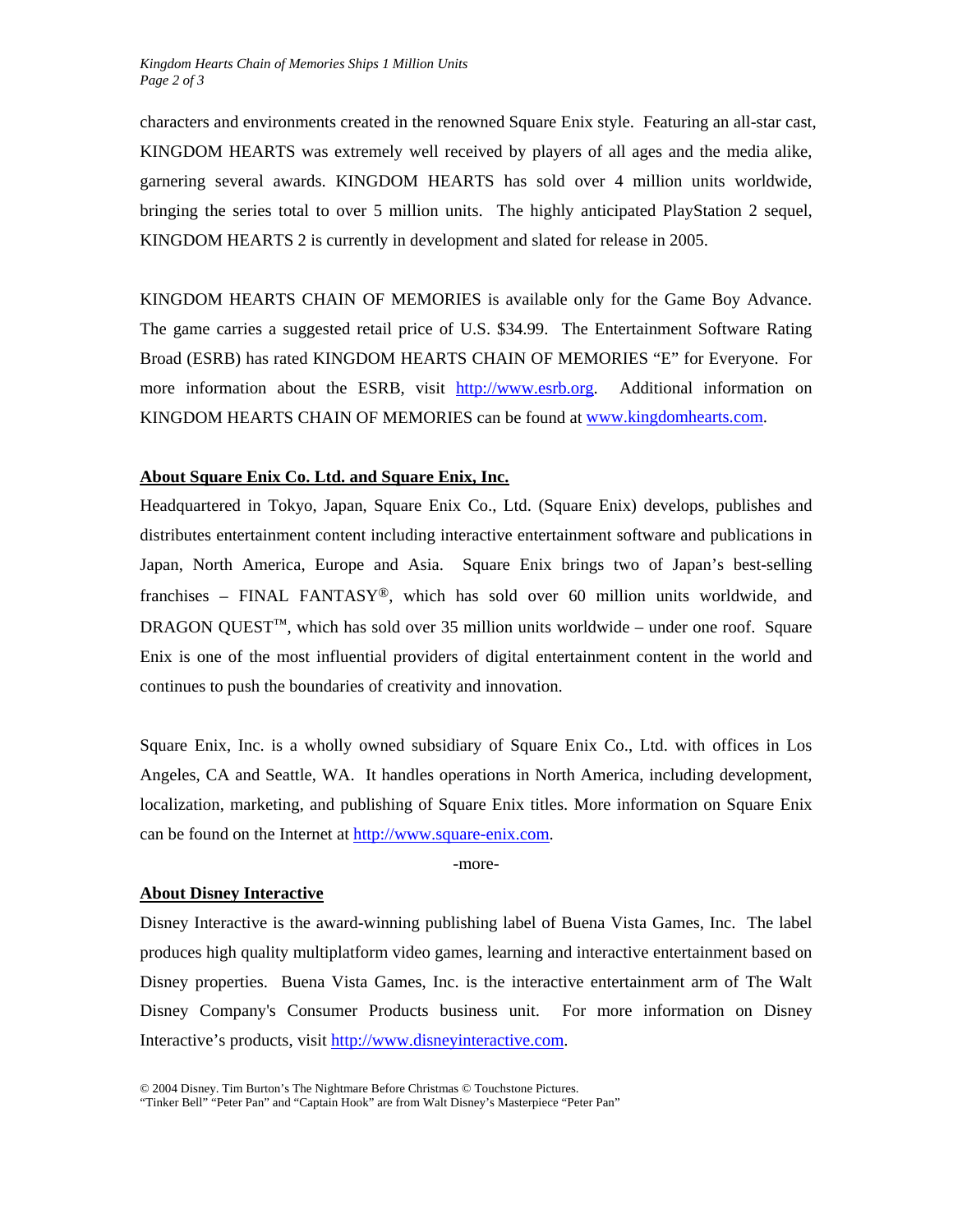characters and environments created in the renowned Square Enix style. Featuring an all-star cast, KINGDOM HEARTS was extremely well received by players of all ages and the media alike, garnering several awards. KINGDOM HEARTS has sold over 4 million units worldwide, bringing the series total to over 5 million units. The highly anticipated PlayStation 2 sequel, KINGDOM HEARTS 2 is currently in development and slated for release in 2005.

KINGDOM HEARTS CHAIN OF MEMORIES is available only for the Game Boy Advance. The game carries a suggested retail price of U.S. $34.99. The Entertainment Software Rating Broad (ESRB) has rated KINGDOM HEARTS CHAIN OF MEMORIES "E" for Everyone. For more information about the ESRB, visit http://www.esrb.org. Additional information on KINGDOM HEARTS CHAIN OF MEMORIES can be found at www.kingdomhearts.com.

**About Square Enix Co. Ltd. and Square Enix, Inc.**

Headquartered in Tokyo, Japan, Square Enix Co., Ltd. (Square Enix) develops, publishes and distributes entertainment content including interactive entertainment software and publications in Japan, North America, Europe and Asia. Square Enix brings two of Japan's best-selling franchises – FINAL FANTASY®, which has sold over 60 million units worldwide, and DRAGON QUEST™, which has sold over 35 million units worldwide – under one roof. Square Enix is one of the most influential providers of digital entertainment content in the world and continues to push the boundaries of creativity and innovation.

Square Enix, Inc. is a wholly owned subsidiary of Square Enix Co., Ltd. with offices in Los Angeles, CA and Seattle, WA. It handles operations in North America, including development, localization, marketing, and publishing of Square Enix titles. More information on Square Enix can be found on the Internet at http://www.square-enix.com.

-more-

**About Disney Interactive**

Disney Interactive is the award-winning publishing label of Buena Vista Games, Inc. The label produces high quality multiplatform video games, learning and interactive entertainment based on Disney properties. Buena Vista Games, Inc. is the interactive entertainment arm of The Walt Disney Company's Consumer Products business unit. For more information on Disney Interactive's products, visit http://www.disneyinteractive.com.

© 2004 Disney. Tim Burton's The Nightmare Before Christmas © Touchstone Pictures.
"Tinker Bell" "Peter Pan" and "Captain Hook" are from Walt Disney's Masterpiece "Peter Pan"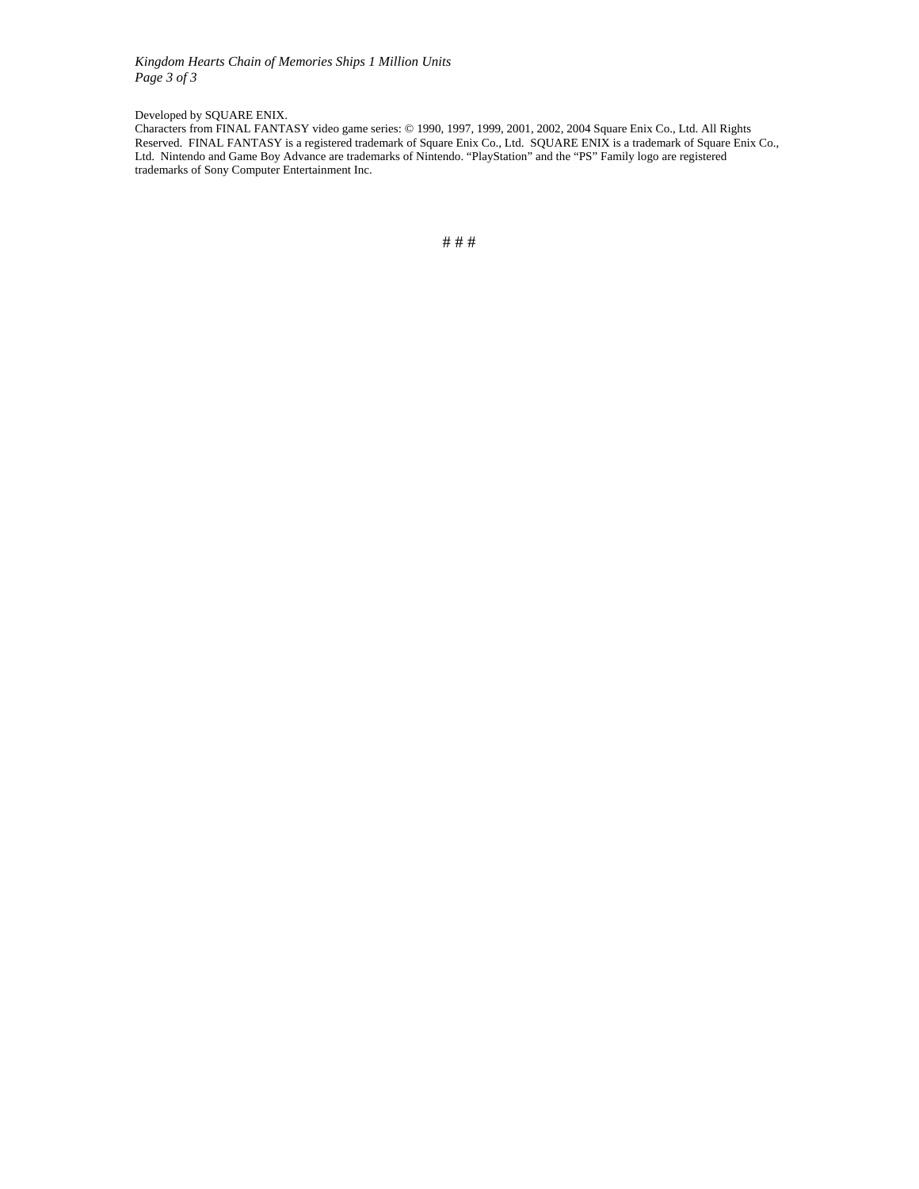Developed by SQUARE ENIX.
Characters from FINAL FANTASY video game series: © 1990, 1997, 1999, 2001, 2002, 2004 Square Enix Co., Ltd. All Rights Reserved. FINAL FANTASY is a registered trademark of Square Enix Co., Ltd. SQUARE ENIX is a trademark of Square Enix Co., Ltd. Nintendo and Game Boy Advance are trademarks of Nintendo. "PlayStation" and the "PS" Family logo are registered trademarks of Sony Computer Entertainment Inc.

# # #